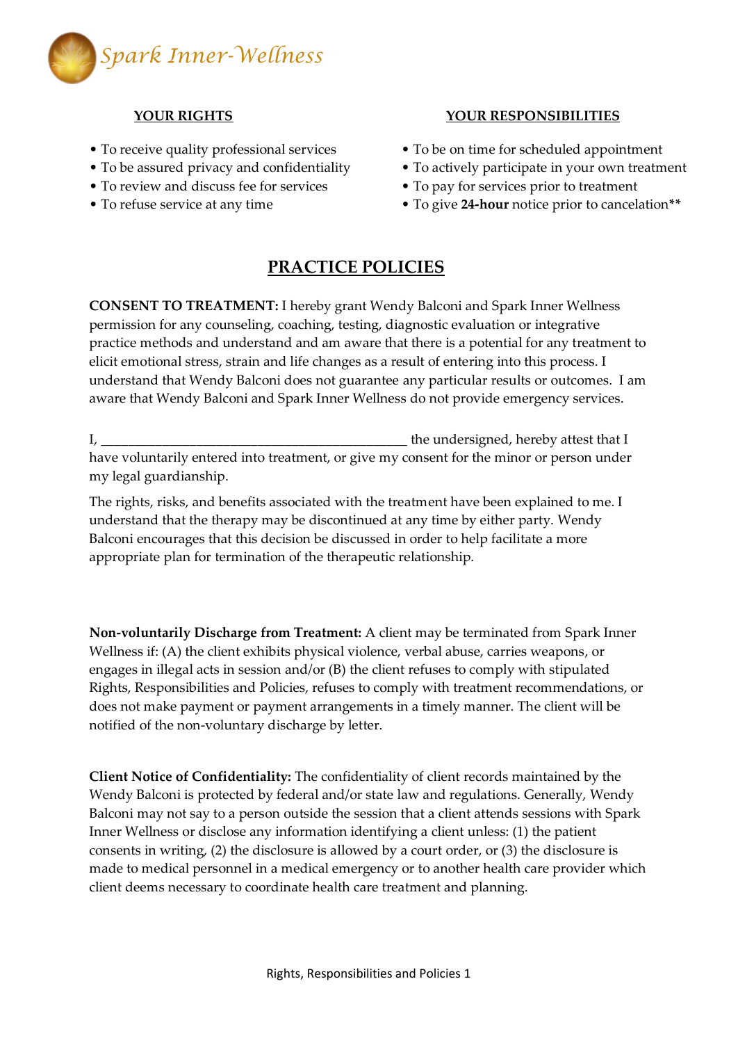Spark Inner-Wellness

**YOUR RIGHTS**

- To receive quality professional services
- To be assured privacy and confidentiality
- To review and discuss fee for services
- To refuse service at any time

**YOUR RESPONSIBILITIES**

- To be on time for scheduled appointment
- To actively participate in your own treatment
- To pay for services prior to treatment
- To give **24-hour** notice prior to cancelation**

## PRACTICE POLICIES

**CONSENT TO TREATMENT:** I hereby grant Wendy Balconi and Spark Inner Wellness permission for any counseling, coaching, testing, diagnostic evaluation or integrative practice methods and understand and am aware that there is a potential for any treatment to elicit emotional stress, strain and life changes as a result of entering into this process. I understand that Wendy Balconi does not guarantee any particular results or outcomes. I am aware that Wendy Balconi and Spark Inner Wellness do not provide emergency services.

I, ____________________________________________ the undersigned, hereby attest that I have voluntarily entered into treatment, or give my consent for the minor or person under my legal guardianship.

The rights, risks, and benefits associated with the treatment have been explained to me. I understand that the therapy may be discontinued at any time by either party. Wendy Balconi encourages that this decision be discussed in order to help facilitate a more appropriate plan for termination of the therapeutic relationship.

**Non-voluntarily Discharge from Treatment:** A client may be terminated from Spark Inner Wellness if: (A) the client exhibits physical violence, verbal abuse, carries weapons, or engages in illegal acts in session and/or (B) the client refuses to comply with stipulated Rights, Responsibilities and Policies, refuses to comply with treatment recommendations, or does not make payment or payment arrangements in a timely manner. The client will be notified of the non-voluntary discharge by letter.

**Client Notice of Confidentiality:** The confidentiality of client records maintained by the Wendy Balconi is protected by federal and/or state law and regulations. Generally, Wendy Balconi may not say to a person outside the session that a client attends sessions with Spark Inner Wellness or disclose any information identifying a client unless: (1) the patient consents in writing, (2) the disclosure is allowed by a court order, or (3) the disclosure is made to medical personnel in a medical emergency or to another health care provider which client deems necessary to coordinate health care treatment and planning.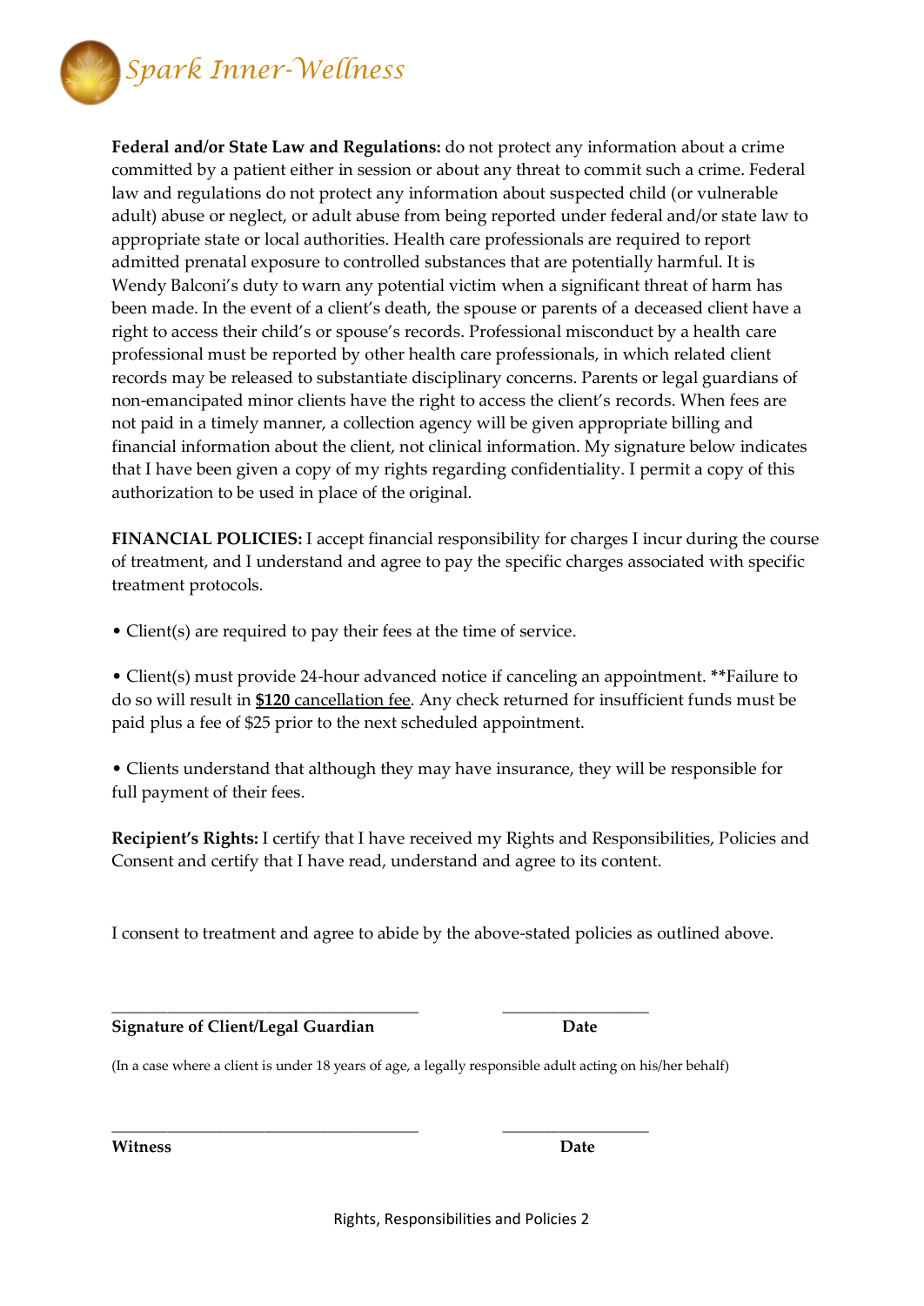Spark Inner-Wellness

**Federal and/or State Law and Regulations:** do not protect any information about a crime committed by a patient either in session or about any threat to commit such a crime. Federal law and regulations do not protect any information about suspected child (or vulnerable adult) abuse or neglect, or adult abuse from being reported under federal and/or state law to appropriate state or local authorities. Health care professionals are required to report admitted prenatal exposure to controlled substances that are potentially harmful. It is Wendy Balconi's duty to warn any potential victim when a significant threat of harm has been made. In the event of a client's death, the spouse or parents of a deceased client have a right to access their child's or spouse's records. Professional misconduct by a health care professional must be reported by other health care professionals, in which related client records may be released to substantiate disciplinary concerns. Parents or legal guardians of non-emancipated minor clients have the right to access the client's records. When fees are not paid in a timely manner, a collection agency will be given appropriate billing and financial information about the client, not clinical information. My signature below indicates that I have been given a copy of my rights regarding confidentiality. I permit a copy of this authorization to be used in place of the original.

**FINANCIAL POLICIES:** I accept financial responsibility for charges I incur during the course of treatment, and I understand and agree to pay the specific charges associated with specific treatment protocols.

- Client(s) are required to pay their fees at the time of service.

- Client(s) must provide 24-hour advanced notice if canceling an appointment. **Failure to do so will result in **<u>$120</u>** <u>cancellation fee</u>. Any check returned for insufficient funds must be paid plus a fee of $25 prior to the next scheduled appointment.

- Clients understand that although they may have insurance, they will be responsible for full payment of their fees.

**Recipient's Rights:** I certify that I have received my Rights and Responsibilities, Policies and Consent and certify that I have read, understand and agree to its content.

I consent to treatment and agree to abide by the above-stated policies as outlined above.

_______________________________ ________________

**Signature of Client/Legal Guardian** **Date**

(In a case where a client is under 18 years of age, a legally responsible adult acting on his/her behalf)

_______________________________ ________________

**Witness** **Date**